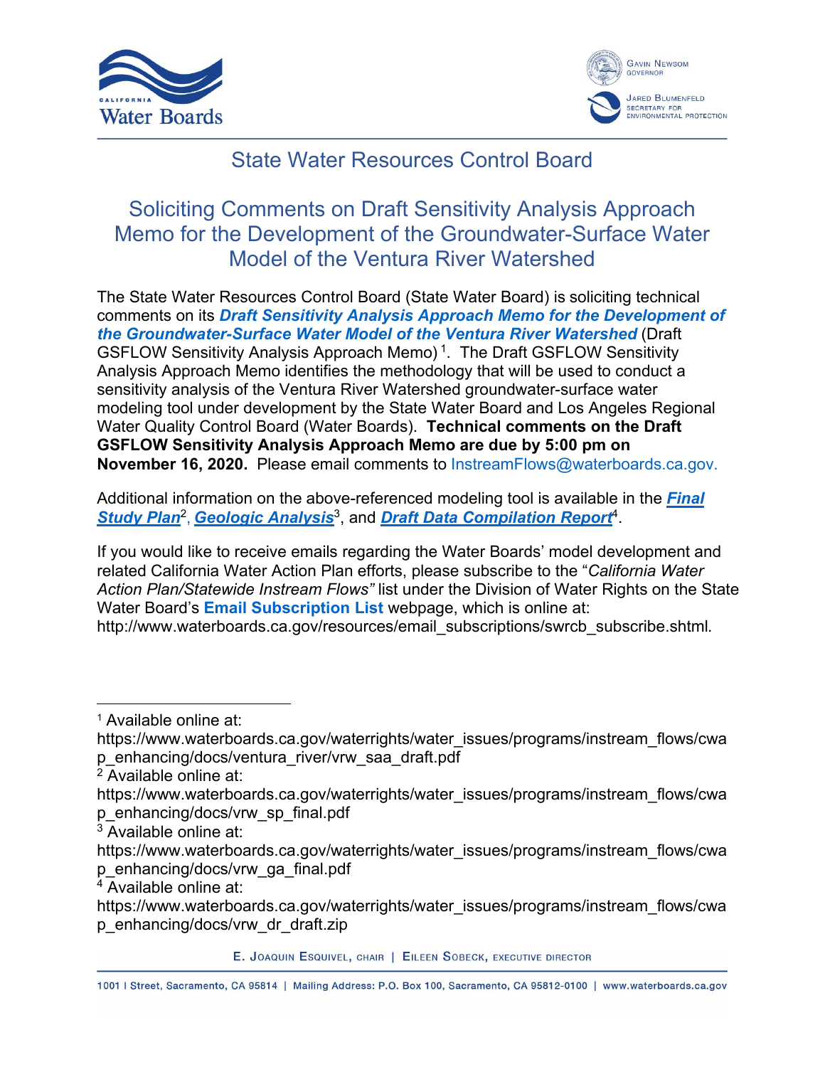California Water Boards

Gavin Newsom, Governor
Jared Blumenfeld, Secretary for Environmental Protection

# State Water Resources Control Board

## Soliciting Comments on Draft Sensitivity Analysis Approach Memo for the Development of the Groundwater-Surface Water Model of the Ventura River Watershed

The State Water Resources Control Board (State Water Board) is soliciting technical comments on its ***Draft Sensitivity Analysis Approach Memo for the Development of the Groundwater-Surface Water Model of the Ventura River Watershed*** (Draft GSFLOW Sensitivity Analysis Approach Memo)[1]. The Draft GSFLOW Sensitivity Analysis Approach Memo identifies the methodology that will be used to conduct a sensitivity analysis of the Ventura River Watershed groundwater-surface water modeling tool under development by the State Water Board and Los Angeles Regional Water Quality Control Board (Water Boards). **Technical comments on the Draft GSFLOW Sensitivity Analysis Approach Memo are due by 5:00 pm on November 16, 2020.** Please email comments to InstreamFlows@waterboards.ca.gov.

Additional information on the above-referenced modeling tool is available in the ***Final Study Plan***[2], ***Geologic Analysis***[3], and ***Draft Data Compilation Report***[4].

If you would like to receive emails regarding the Water Boards' model development and related California Water Action Plan efforts, please subscribe to the "*California Water Action Plan/Statewide Instream Flows"* list under the Division of Water Rights on the State Water Board's **Email Subscription List** webpage, which is online at: http://www.waterboards.ca.gov/resources/email_subscriptions/swrcb_subscribe.shtml.

---

[1] Available online at: https://www.waterboards.ca.gov/waterrights/water_issues/programs/instream_flows/cwap_enhancing/docs/ventura_river/vrw_saa_draft.pdf

[2] Available online at: https://www.waterboards.ca.gov/waterrights/water_issues/programs/instream_flows/cwap_enhancing/docs/vrw_sp_final.pdf

[3] Available online at: https://www.waterboards.ca.gov/waterrights/water_issues/programs/instream_flows/cwap_enhancing/docs/vrw_ga_final.pdf

[4] Available online at: https://www.waterboards.ca.gov/waterrights/water_issues/programs/instream_flows/cwap_enhancing/docs/vrw_dr_draft.zip

E. Joaquin Esquivel, chair | Eileen Sobeck, executive director

1001 I Street, Sacramento, CA 95814 | Mailing Address: P.O. Box 100, Sacramento, CA 95812-0100 | www.waterboards.ca.gov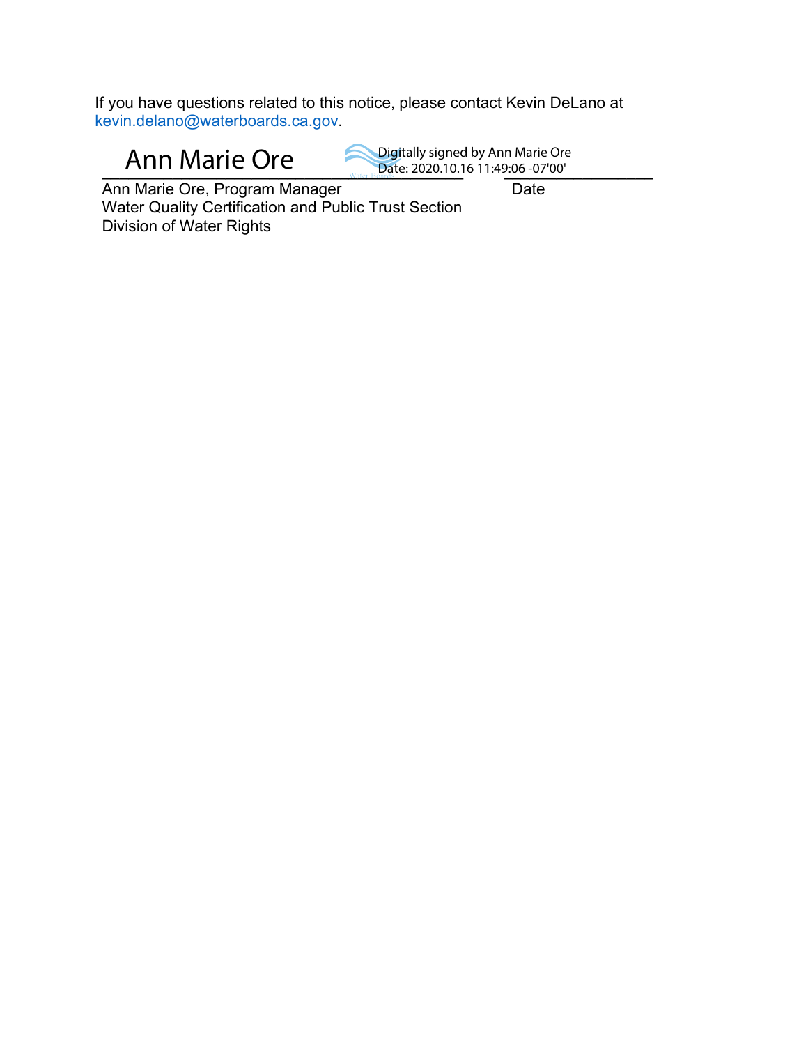If you have questions related to this notice, please contact Kevin DeLano at kevin.delano@waterboards.ca.gov.

Ann Marie Ore    Digitally signed by Ann Marie Ore
Date: 2020.10.16 11:49:06 -07'00'

Ann Marie Ore, Program Manager    Date
Water Quality Certification and Public Trust Section
Division of Water Rights